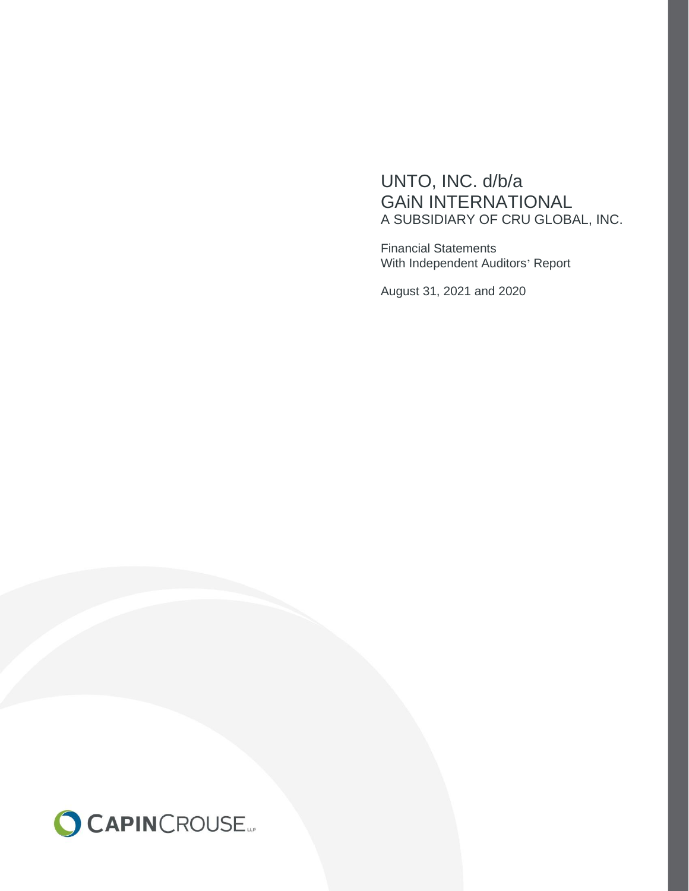# UNTO, INC. d/b/a
# GAiN INTERNATIONAL
## A SUBSIDIARY OF CRU GLOBAL, INC.

Financial Statements
With Independent Auditors' Report

August 31, 2021 and 2020

CAPINCROUSE LLP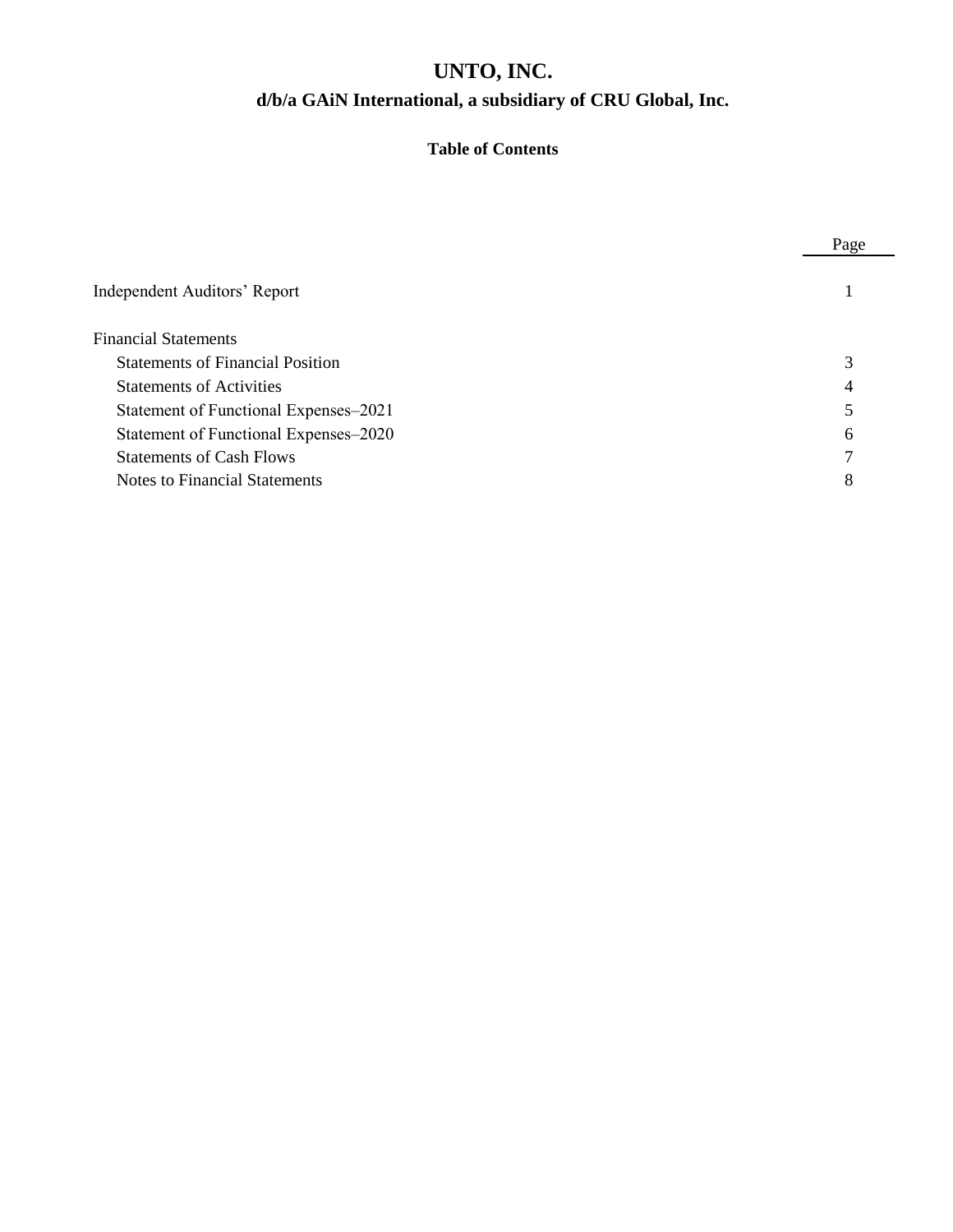# UNTO, INC.

## d/b/a GAiN International, a subsidiary of CRU Global, Inc.

### Table of Contents

| | Page |
|---|---|
| Independent Auditors' Report | 1 |
| Financial Statements | |
| Statements of Financial Position | 3 |
| Statements of Activities | 4 |
| Statement of Functional Expenses–2021 | 5 |
| Statement of Functional Expenses–2020 | 6 |
| Statements of Cash Flows | 7 |
| Notes to Financial Statements | 8 |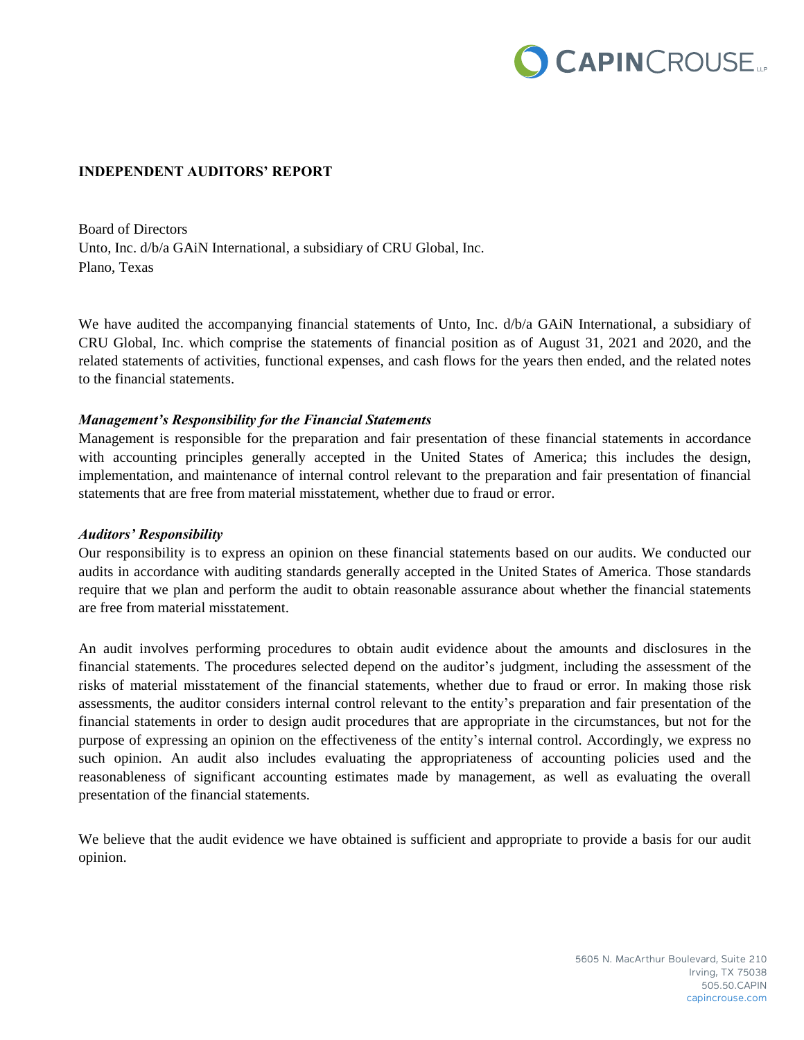CAPINCROUSE LLP

## INDEPENDENT AUDITORS' REPORT

Board of Directors
Unto, Inc. d/b/a GAiN International, a subsidiary of CRU Global, Inc.
Plano, Texas

We have audited the accompanying financial statements of Unto, Inc. d/b/a GAiN International, a subsidiary of CRU Global, Inc. which comprise the statements of financial position as of August 31, 2021 and 2020, and the related statements of activities, functional expenses, and cash flows for the years then ended, and the related notes to the financial statements.

***Management's Responsibility for the Financial Statements***
Management is responsible for the preparation and fair presentation of these financial statements in accordance with accounting principles generally accepted in the United States of America; this includes the design, implementation, and maintenance of internal control relevant to the preparation and fair presentation of financial statements that are free from material misstatement, whether due to fraud or error.

***Auditors' Responsibility***
Our responsibility is to express an opinion on these financial statements based on our audits. We conducted our audits in accordance with auditing standards generally accepted in the United States of America. Those standards require that we plan and perform the audit to obtain reasonable assurance about whether the financial statements are free from material misstatement.

An audit involves performing procedures to obtain audit evidence about the amounts and disclosures in the financial statements. The procedures selected depend on the auditor's judgment, including the assessment of the risks of material misstatement of the financial statements, whether due to fraud or error. In making those risk assessments, the auditor considers internal control relevant to the entity's preparation and fair presentation of the financial statements in order to design audit procedures that are appropriate in the circumstances, but not for the purpose of expressing an opinion on the effectiveness of the entity's internal control. Accordingly, we express no such opinion. An audit also includes evaluating the appropriateness of accounting policies used and the reasonableness of significant accounting estimates made by management, as well as evaluating the overall presentation of the financial statements.

We believe that the audit evidence we have obtained is sufficient and appropriate to provide a basis for our audit opinion.

5605 N. MacArthur Boulevard, Suite 210
Irving, TX 75038
505.50.CAPIN
capincrouse.com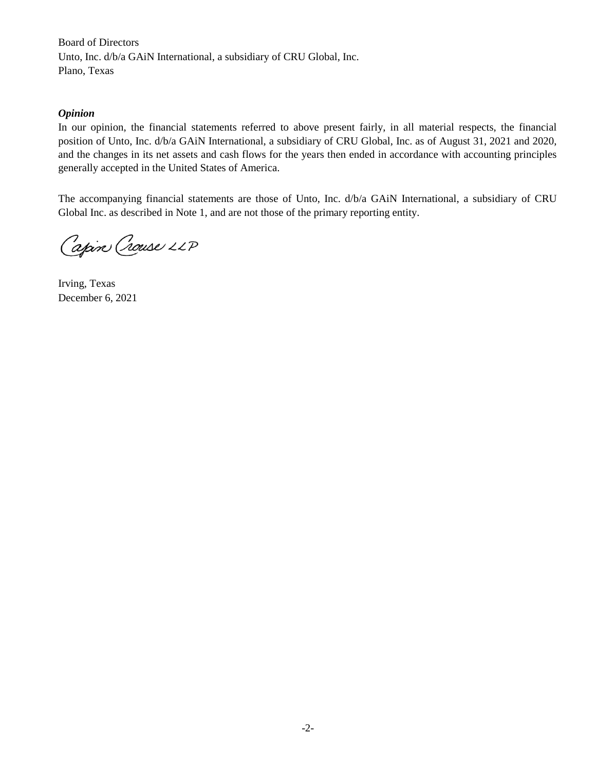Board of Directors
Unto, Inc. d/b/a GAiN International, a subsidiary of CRU Global, Inc.
Plano, Texas

***Opinion***

In our opinion, the financial statements referred to above present fairly, in all material respects, the financial position of Unto, Inc. d/b/a GAiN International, a subsidiary of CRU Global, Inc. as of August 31, 2021 and 2020, and the changes in its net assets and cash flows for the years then ended in accordance with accounting principles generally accepted in the United States of America.

The accompanying financial statements are those of Unto, Inc. d/b/a GAiN International, a subsidiary of CRU Global Inc. as described in Note 1, and are not those of the primary reporting entity.

Capin Crouse LLP

Irving, Texas
December 6, 2021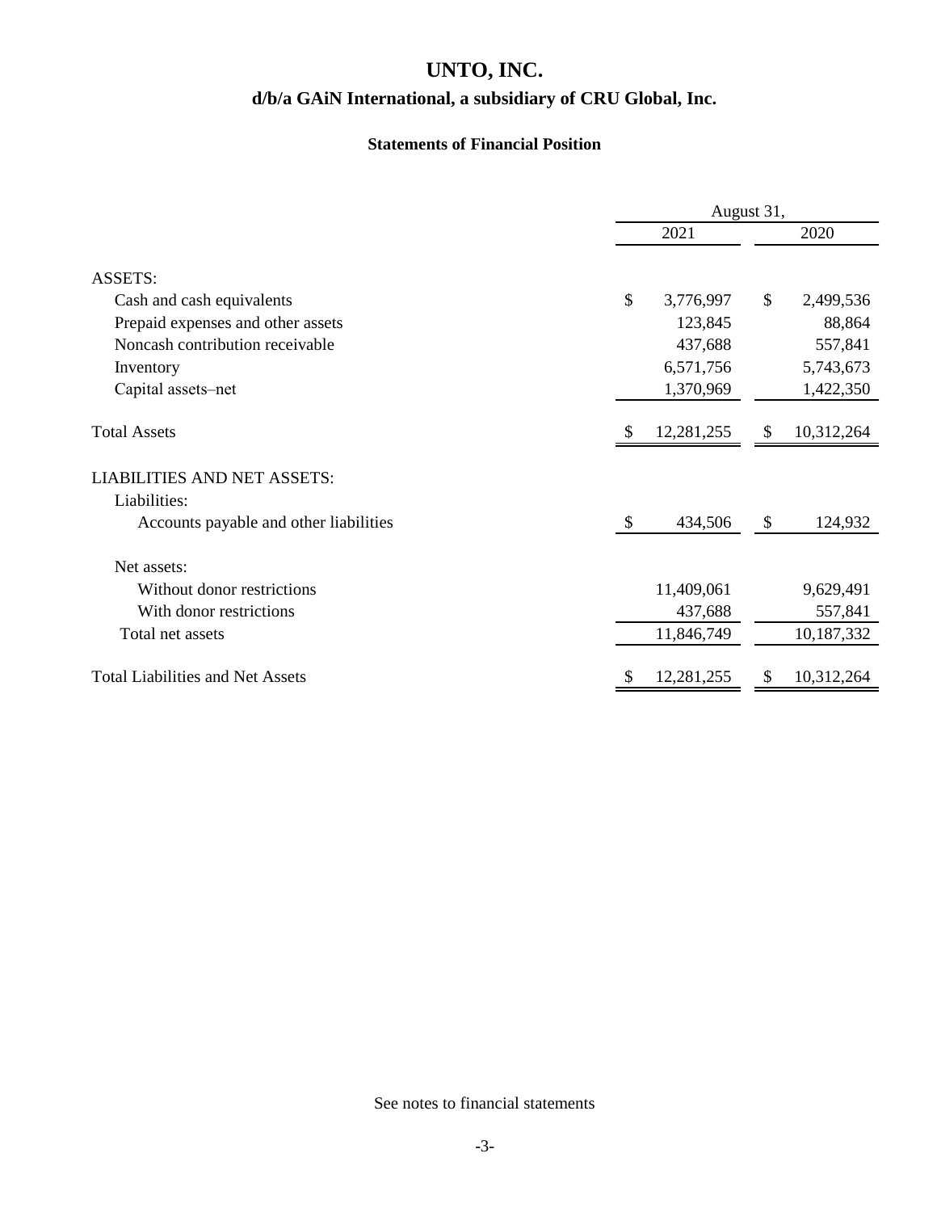# UNTO, INC.

## d/b/a GAiN International, a subsidiary of CRU Global, Inc.

### Statements of Financial Position

| | August 31, | |
|---|---|---|
| | 2021 | 2020 |
| ASSETS: | | |
| Cash and cash equivalents | $ 3,776,997 | $ 2,499,536 |
| Prepaid expenses and other assets | 123,845 | 88,864 |
| Noncash contribution receivable | 437,688 | 557,841 |
| Inventory | 6,571,756 | 5,743,673 |
| Capital assets–net | 1,370,969 | 1,422,350 |
| Total Assets | $ 12,281,255 | $ 10,312,264 |
| LIABILITIES AND NET ASSETS: | | |
| Liabilities: | | |
| Accounts payable and other liabilities | $ 434,506 | $ 124,932 |
| Net assets: | | |
| Without donor restrictions | 11,409,061 | 9,629,491 |
| With donor restrictions | 437,688 | 557,841 |
| Total net assets | 11,846,749 | 10,187,332 |
| Total Liabilities and Net Assets | $ 12,281,255 | $ 10,312,264 |

See notes to financial statements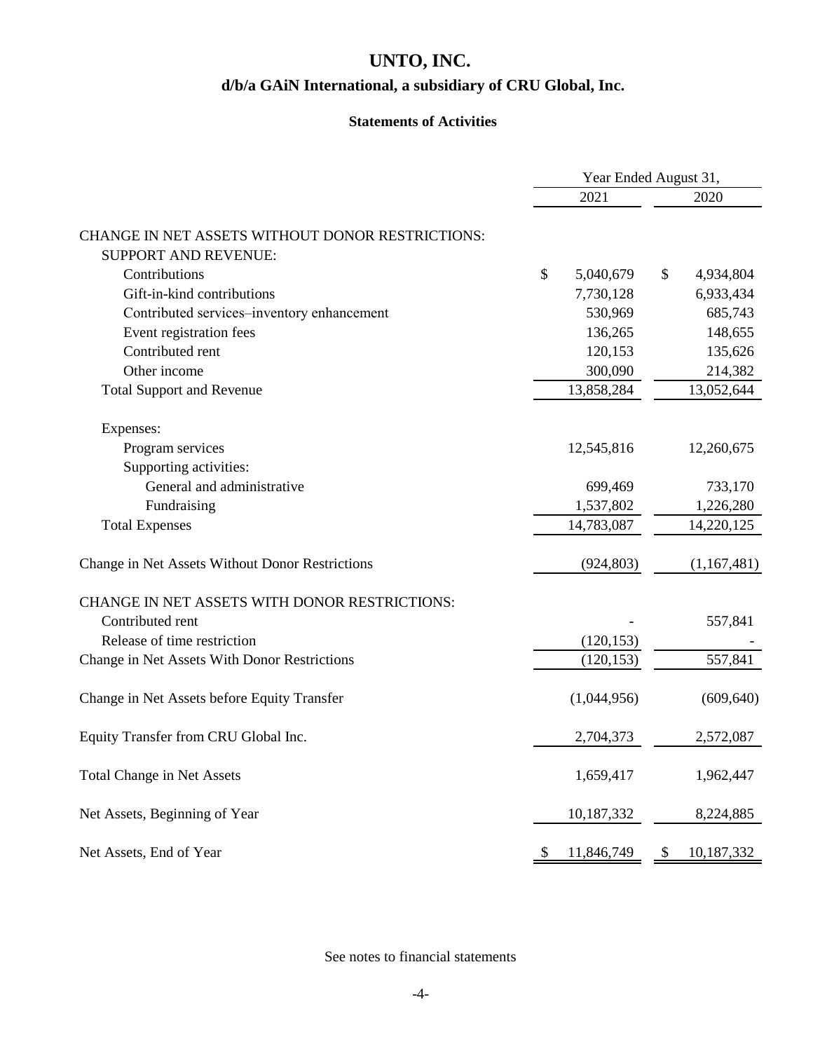# UNTO, INC.

## d/b/a GAiN International, a subsidiary of CRU Global, Inc.

### Statements of Activities

| | Year Ended August 31, | |
|---|---|---|
| | 2021 | 2020 |
| CHANGE IN NET ASSETS WITHOUT DONOR RESTRICTIONS: | | |
| SUPPORT AND REVENUE: | | |
| Contributions | $ 5,040,679 | $ 4,934,804 |
| Gift-in-kind contributions | 7,730,128 | 6,933,434 |
| Contributed services–inventory enhancement | 530,969 | 685,743 |
| Event registration fees | 136,265 | 148,655 |
| Contributed rent | 120,153 | 135,626 |
| Other income | 300,090 | 214,382 |
| Total Support and Revenue | 13,858,284 | 13,052,644 |
| Expenses: | | |
| Program services | 12,545,816 | 12,260,675 |
| Supporting activities: | | |
| General and administrative | 699,469 | 733,170 |
| Fundraising | 1,537,802 | 1,226,280 |
| Total Expenses | 14,783,087 | 14,220,125 |
| Change in Net Assets Without Donor Restrictions | (924,803) | (1,167,481) |
| CHANGE IN NET ASSETS WITH DONOR RESTRICTIONS: | | |
| Contributed rent | - | 557,841 |
| Release of time restriction | (120,153) | - |
| Change in Net Assets With Donor Restrictions | (120,153) | 557,841 |
| Change in Net Assets before Equity Transfer | (1,044,956) | (609,640) |
| Equity Transfer from CRU Global Inc. | 2,704,373 | 2,572,087 |
| Total Change in Net Assets | 1,659,417 | 1,962,447 |
| Net Assets, Beginning of Year | 10,187,332 | 8,224,885 |
| Net Assets, End of Year | $ 11,846,749 | $ 10,187,332 |

See notes to financial statements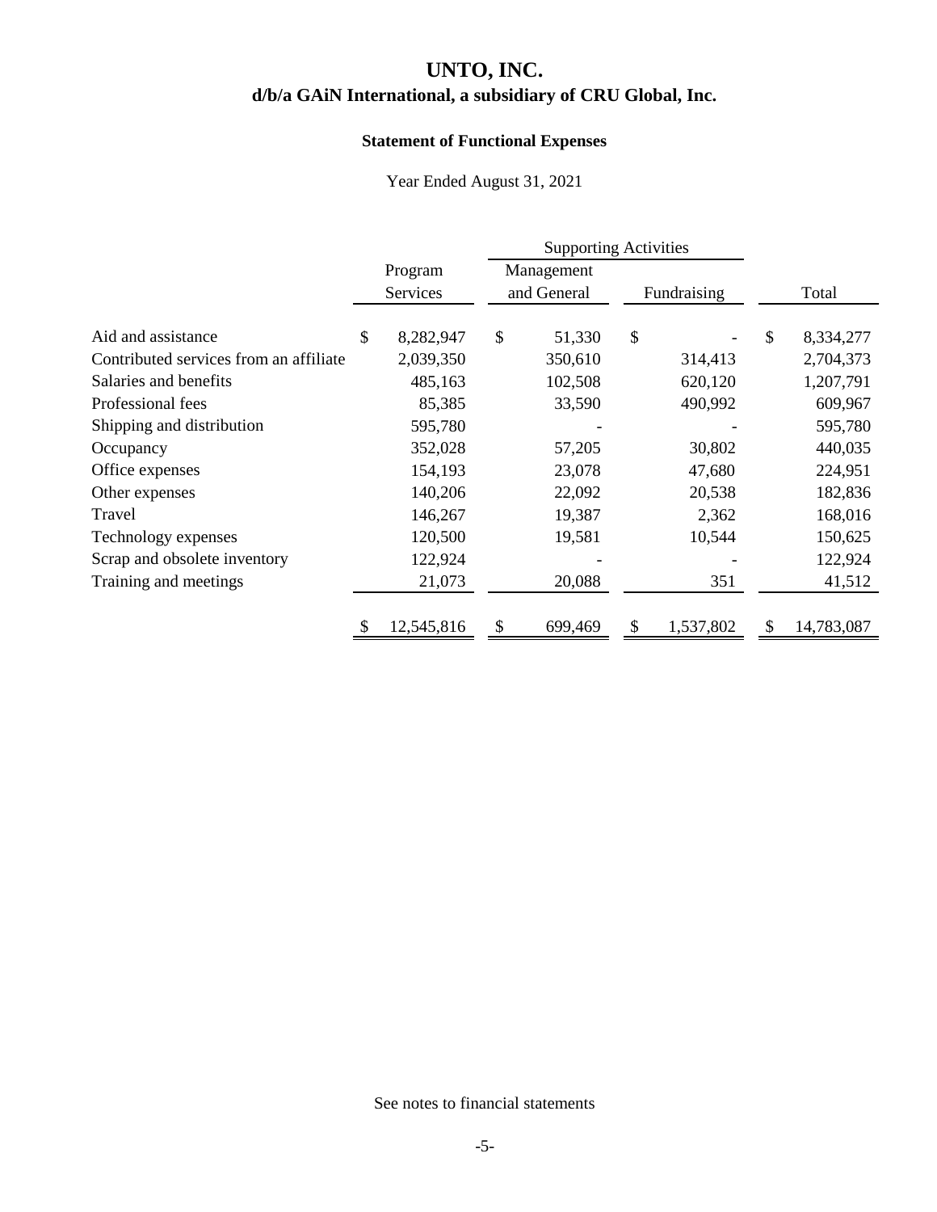# UNTO, INC.
## d/b/a GAiN International, a subsidiary of CRU Global, Inc.

### Statement of Functional Expenses

Year Ended August 31, 2021

| | Program Services | Supporting Activities: Management and General | Supporting Activities: Fundraising | Total |
|---|---|---|---|---|
| Aid and assistance | $ 8,282,947 | $ 51,330 | $ - | $ 8,334,277 |
| Contributed services from an affiliate | 2,039,350 | 350,610 | 314,413 | 2,704,373 |
| Salaries and benefits | 485,163 | 102,508 | 620,120 | 1,207,791 |
| Professional fees | 85,385 | 33,590 | 490,992 | 609,967 |
| Shipping and distribution | 595,780 | - | - | 595,780 |
| Occupancy | 352,028 | 57,205 | 30,802 | 440,035 |
| Office expenses | 154,193 | 23,078 | 47,680 | 224,951 |
| Other expenses | 140,206 | 22,092 | 20,538 | 182,836 |
| Travel | 146,267 | 19,387 | 2,362 | 168,016 |
| Technology expenses | 120,500 | 19,581 | 10,544 | 150,625 |
| Scrap and obsolete inventory | 122,924 | - | - | 122,924 |
| Training and meetings | 21,073 | 20,088 | 351 | 41,512 |
| | $ 12,545,816 | $ 699,469 | $ 1,537,802 | $ 14,783,087 |

See notes to financial statements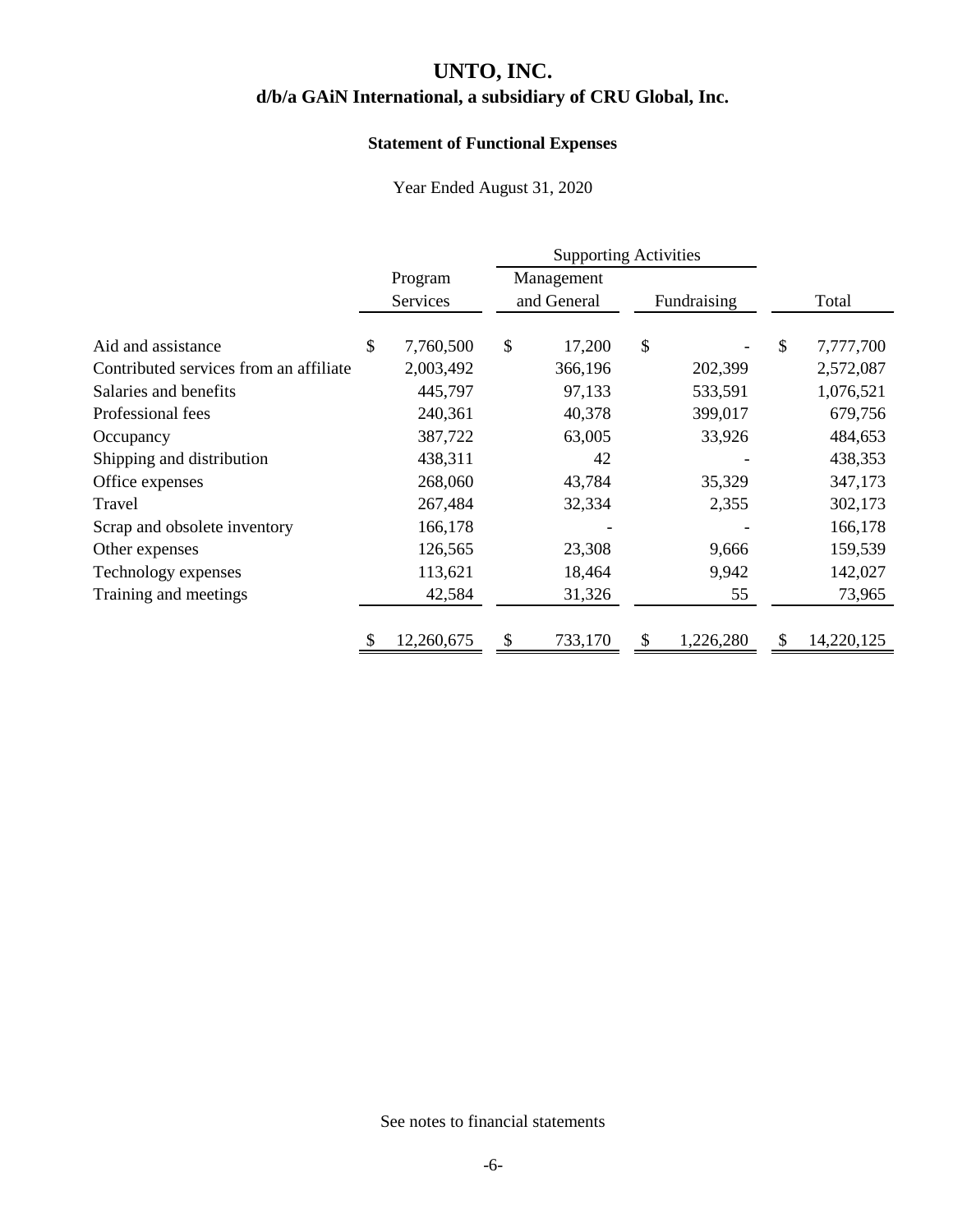# UNTO, INC.

## d/b/a GAiN International, a subsidiary of CRU Global, Inc.

### Statement of Functional Expenses

Year Ended August 31, 2020

| | | Supporting Activities | | |
|---|---|---|---|---|
| | Program Services | Management and General | Fundraising | Total |
| Aid and assistance | $ 7,760,500 | $ 17,200 | $ - | $ 7,777,700 |
| Contributed services from an affiliate | 2,003,492 | 366,196 | 202,399 | 2,572,087 |
| Salaries and benefits | 445,797 | 97,133 | 533,591 | 1,076,521 |
| Professional fees | 240,361 | 40,378 | 399,017 | 679,756 |
| Occupancy | 387,722 | 63,005 | 33,926 | 484,653 |
| Shipping and distribution | 438,311 | 42 | - | 438,353 |
| Office expenses | 268,060 | 43,784 | 35,329 | 347,173 |
| Travel | 267,484 | 32,334 | 2,355 | 302,173 |
| Scrap and obsolete inventory | 166,178 | - | - | 166,178 |
| Other expenses | 126,565 | 23,308 | 9,666 | 159,539 |
| Technology expenses | 113,621 | 18,464 | 9,942 | 142,027 |
| Training and meetings | 42,584 | 31,326 | 55 | 73,965 |
| | $ 12,260,675 | $ 733,170 | $ 1,226,280 | $ 14,220,125 |

See notes to financial statements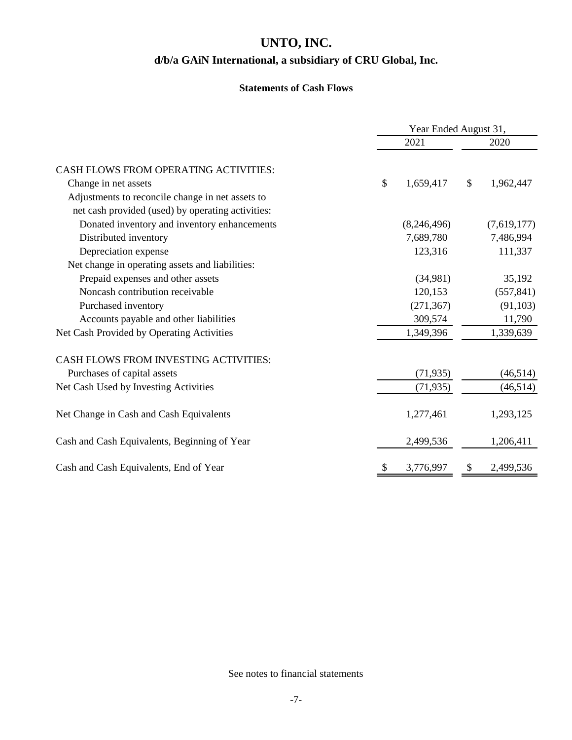# UNTO, INC.

## d/b/a GAiN International, a subsidiary of CRU Global, Inc.

### Statements of Cash Flows

| | Year Ended August 31, | |
|---|---|---|
| | 2021 | 2020 |
| CASH FLOWS FROM OPERATING ACTIVITIES: | | |
| Change in net assets | $ 1,659,417 | $ 1,962,447 |
| Adjustments to reconcile change in net assets to net cash provided (used) by operating activities: | | |
| Donated inventory and inventory enhancements | (8,246,496) | (7,619,177) |
| Distributed inventory | 7,689,780 | 7,486,994 |
| Depreciation expense | 123,316 | 111,337 |
| Net change in operating assets and liabilities: | | |
| Prepaid expenses and other assets | (34,981) | 35,192 |
| Noncash contribution receivable | 120,153 | (557,841) |
| Purchased inventory | (271,367) | (91,103) |
| Accounts payable and other liabilities | 309,574 | 11,790 |
| Net Cash Provided by Operating Activities | 1,349,396 | 1,339,639 |
| CASH FLOWS FROM INVESTING ACTIVITIES: | | |
| Purchases of capital assets | (71,935) | (46,514) |
| Net Cash Used by Investing Activities | (71,935) | (46,514) |
| Net Change in Cash and Cash Equivalents | 1,277,461 | 1,293,125 |
| Cash and Cash Equivalents, Beginning of Year | 2,499,536 | 1,206,411 |
| Cash and Cash Equivalents, End of Year | $ 3,776,997 | $ 2,499,536 |

See notes to financial statements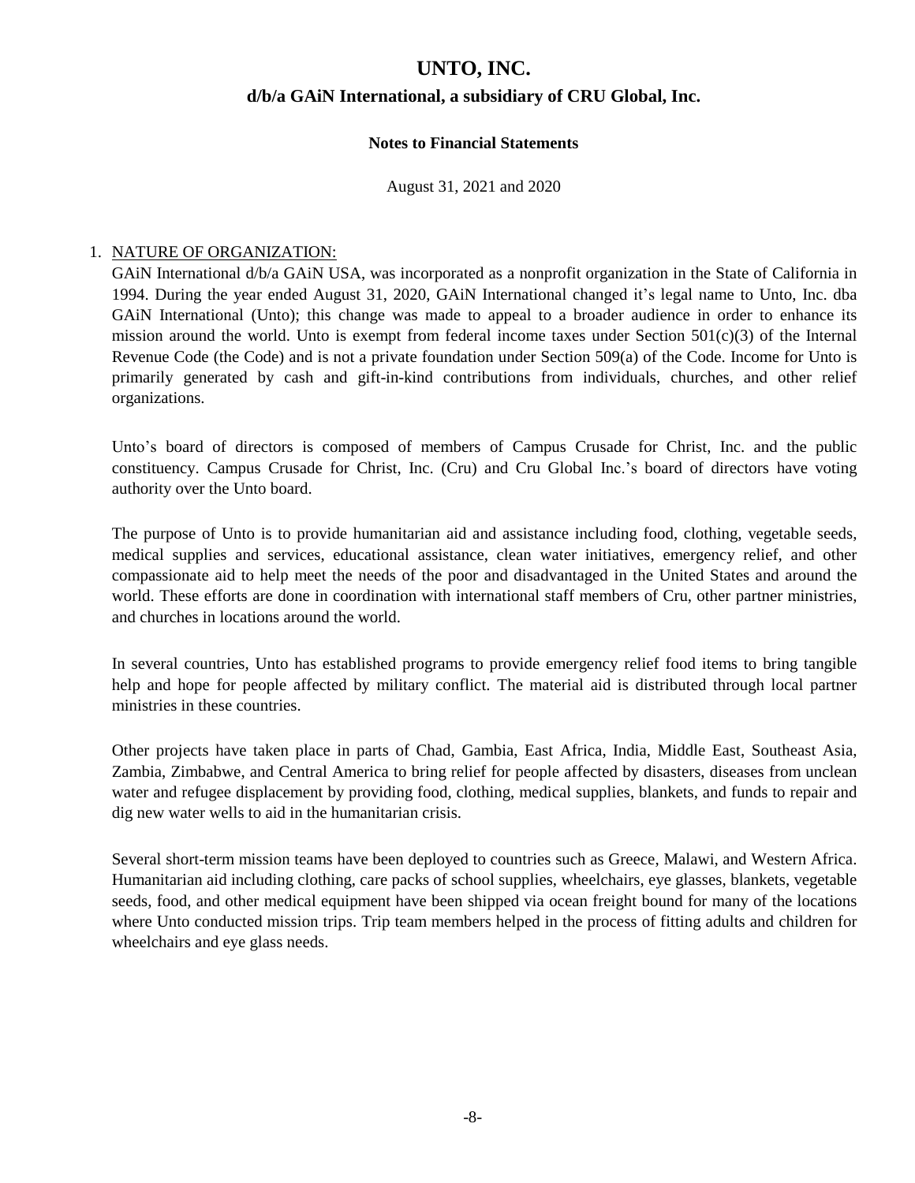# UNTO, INC.

## d/b/a GAiN International, a subsidiary of CRU Global, Inc.

### Notes to Financial Statements

August 31, 2021 and 2020

1. NATURE OF ORGANIZATION:

   GAiN International d/b/a GAiN USA, was incorporated as a nonprofit organization in the State of California in 1994. During the year ended August 31, 2020, GAiN International changed it's legal name to Unto, Inc. dba GAiN International (Unto); this change was made to appeal to a broader audience in order to enhance its mission around the world. Unto is exempt from federal income taxes under Section 501(c)(3) of the Internal Revenue Code (the Code) and is not a private foundation under Section 509(a) of the Code. Income for Unto is primarily generated by cash and gift-in-kind contributions from individuals, churches, and other relief organizations.

   Unto's board of directors is composed of members of Campus Crusade for Christ, Inc. and the public constituency. Campus Crusade for Christ, Inc. (Cru) and Cru Global Inc.'s board of directors have voting authority over the Unto board.

   The purpose of Unto is to provide humanitarian aid and assistance including food, clothing, vegetable seeds, medical supplies and services, educational assistance, clean water initiatives, emergency relief, and other compassionate aid to help meet the needs of the poor and disadvantaged in the United States and around the world. These efforts are done in coordination with international staff members of Cru, other partner ministries, and churches in locations around the world.

   In several countries, Unto has established programs to provide emergency relief food items to bring tangible help and hope for people affected by military conflict. The material aid is distributed through local partner ministries in these countries.

   Other projects have taken place in parts of Chad, Gambia, East Africa, India, Middle East, Southeast Asia, Zambia, Zimbabwe, and Central America to bring relief for people affected by disasters, diseases from unclean water and refugee displacement by providing food, clothing, medical supplies, blankets, and funds to repair and dig new water wells to aid in the humanitarian crisis.

   Several short-term mission teams have been deployed to countries such as Greece, Malawi, and Western Africa. Humanitarian aid including clothing, care packs of school supplies, wheelchairs, eye glasses, blankets, vegetable seeds, food, and other medical equipment have been shipped via ocean freight bound for many of the locations where Unto conducted mission trips. Trip team members helped in the process of fitting adults and children for wheelchairs and eye glass needs.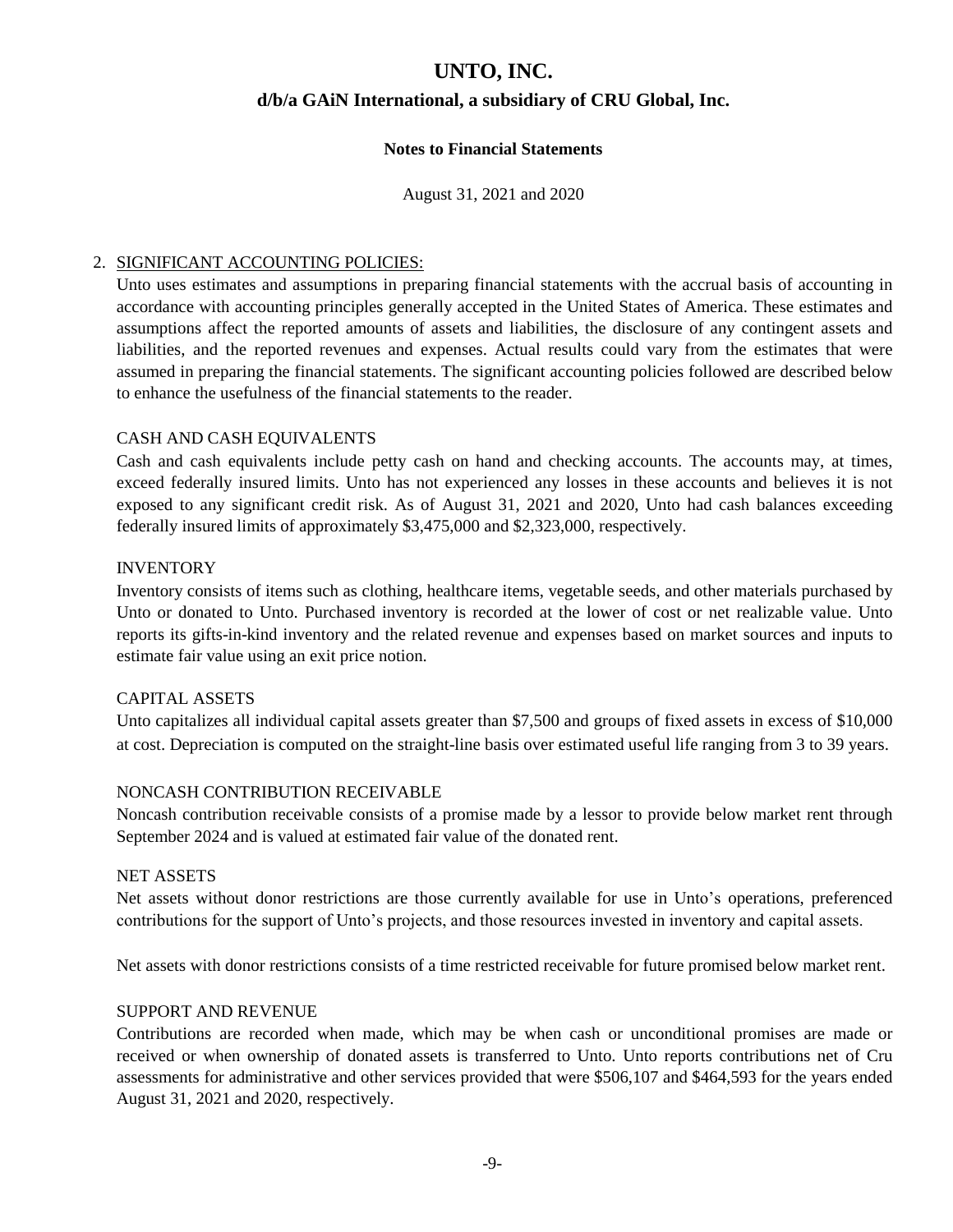# UNTO, INC.

## d/b/a GAiN International, a subsidiary of CRU Global, Inc.

### Notes to Financial Statements

August 31, 2021 and 2020

2. SIGNIFICANT ACCOUNTING POLICIES:

Unto uses estimates and assumptions in preparing financial statements with the accrual basis of accounting in accordance with accounting principles generally accepted in the United States of America. These estimates and assumptions affect the reported amounts of assets and liabilities, the disclosure of any contingent assets and liabilities, and the reported revenues and expenses. Actual results could vary from the estimates that were assumed in preparing the financial statements. The significant accounting policies followed are described below to enhance the usefulness of the financial statements to the reader.

CASH AND CASH EQUIVALENTS

Cash and cash equivalents include petty cash on hand and checking accounts. The accounts may, at times, exceed federally insured limits. Unto has not experienced any losses in these accounts and believes it is not exposed to any significant credit risk. As of August 31, 2021 and 2020, Unto had cash balances exceeding federally insured limits of approximately $3,475,000 and $2,323,000, respectively.

INVENTORY

Inventory consists of items such as clothing, healthcare items, vegetable seeds, and other materials purchased by Unto or donated to Unto. Purchased inventory is recorded at the lower of cost or net realizable value. Unto reports its gifts-in-kind inventory and the related revenue and expenses based on market sources and inputs to estimate fair value using an exit price notion.

CAPITAL ASSETS

Unto capitalizes all individual capital assets greater than $7,500 and groups of fixed assets in excess of $10,000 at cost. Depreciation is computed on the straight-line basis over estimated useful life ranging from 3 to 39 years.

NONCASH CONTRIBUTION RECEIVABLE

Noncash contribution receivable consists of a promise made by a lessor to provide below market rent through September 2024 and is valued at estimated fair value of the donated rent.

NET ASSETS

Net assets without donor restrictions are those currently available for use in Unto's operations, preferenced contributions for the support of Unto's projects, and those resources invested in inventory and capital assets.

Net assets with donor restrictions consists of a time restricted receivable for future promised below market rent.

SUPPORT AND REVENUE

Contributions are recorded when made, which may be when cash or unconditional promises are made or received or when ownership of donated assets is transferred to Unto. Unto reports contributions net of Cru assessments for administrative and other services provided that were $506,107 and $464,593 for the years ended August 31, 2021 and 2020, respectively.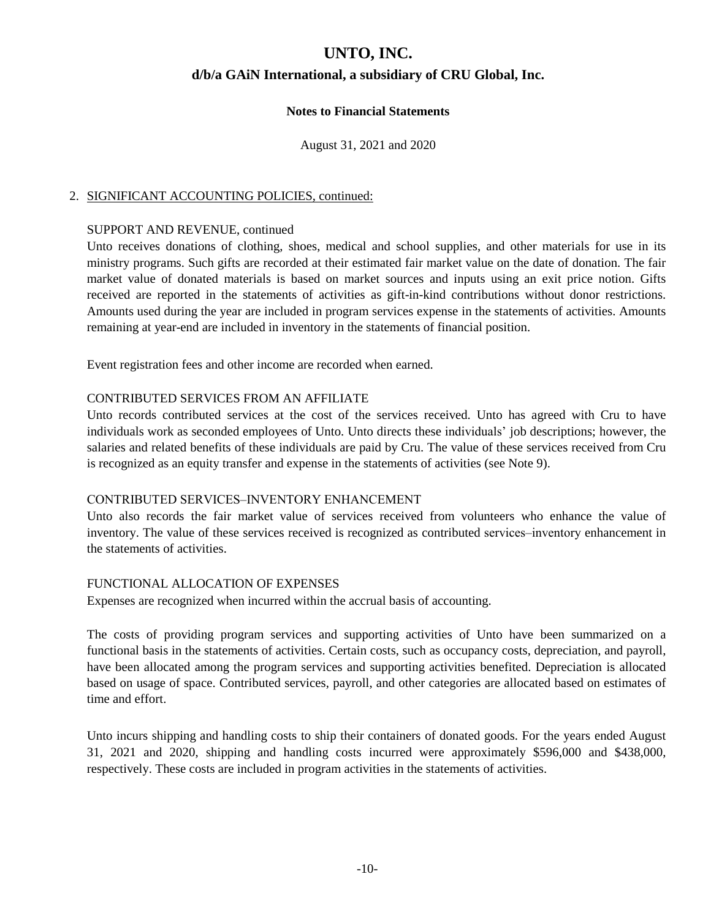# UNTO, INC.

## d/b/a GAiN International, a subsidiary of CRU Global, Inc.

### Notes to Financial Statements

August 31, 2021 and 2020

2. SIGNIFICANT ACCOUNTING POLICIES, continued:

SUPPORT AND REVENUE, continued

Unto receives donations of clothing, shoes, medical and school supplies, and other materials for use in its ministry programs. Such gifts are recorded at their estimated fair market value on the date of donation. The fair market value of donated materials is based on market sources and inputs using an exit price notion. Gifts received are reported in the statements of activities as gift-in-kind contributions without donor restrictions. Amounts used during the year are included in program services expense in the statements of activities. Amounts remaining at year-end are included in inventory in the statements of financial position.

Event registration fees and other income are recorded when earned.

CONTRIBUTED SERVICES FROM AN AFFILIATE

Unto records contributed services at the cost of the services received. Unto has agreed with Cru to have individuals work as seconded employees of Unto. Unto directs these individuals' job descriptions; however, the salaries and related benefits of these individuals are paid by Cru. The value of these services received from Cru is recognized as an equity transfer and expense in the statements of activities (see Note 9).

CONTRIBUTED SERVICES–INVENTORY ENHANCEMENT

Unto also records the fair market value of services received from volunteers who enhance the value of inventory. The value of these services received is recognized as contributed services–inventory enhancement in the statements of activities.

FUNCTIONAL ALLOCATION OF EXPENSES

Expenses are recognized when incurred within the accrual basis of accounting.

The costs of providing program services and supporting activities of Unto have been summarized on a functional basis in the statements of activities. Certain costs, such as occupancy costs, depreciation, and payroll, have been allocated among the program services and supporting activities benefited. Depreciation is allocated based on usage of space. Contributed services, payroll, and other categories are allocated based on estimates of time and effort.

Unto incurs shipping and handling costs to ship their containers of donated goods. For the years ended August 31, 2021 and 2020, shipping and handling costs incurred were approximately $596,000 and $438,000, respectively. These costs are included in program activities in the statements of activities.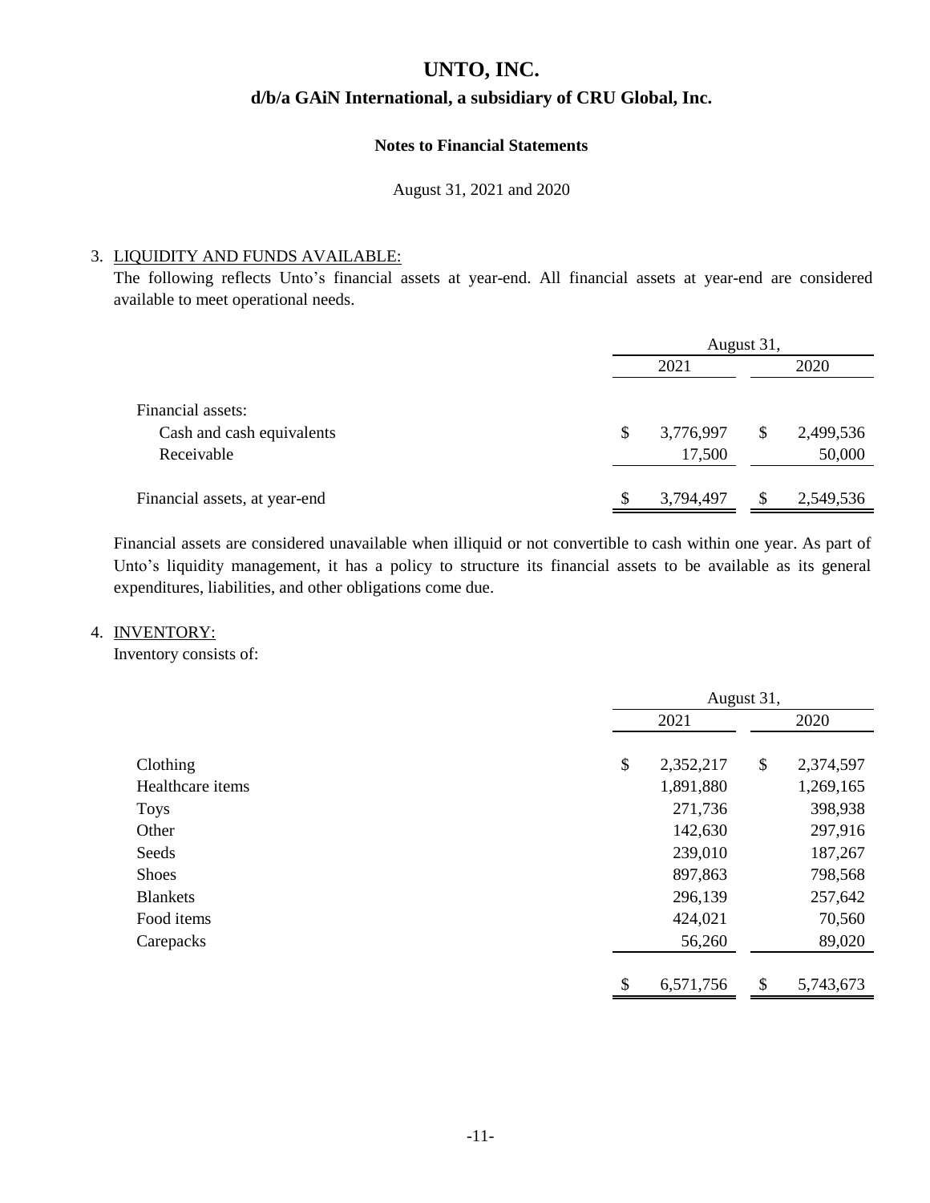# UNTO, INC.

## d/b/a GAiN International, a subsidiary of CRU Global, Inc.

### Notes to Financial Statements

August 31, 2021 and 2020

3. LIQUIDITY AND FUNDS AVAILABLE:

The following reflects Unto's financial assets at year-end. All financial assets at year-end are considered available to meet operational needs.

| | August 31, | |
|---|---|---|
| | 2021 | 2020 |
| Financial assets: | | |
| Cash and cash equivalents | $ 3,776,997 | $ 2,499,536 |
| Receivable | 17,500 | 50,000 |
| Financial assets, at year-end | $ 3,794,497 | $ 2,549,536 |

Financial assets are considered unavailable when illiquid or not convertible to cash within one year. As part of Unto's liquidity management, it has a policy to structure its financial assets to be available as its general expenditures, liabilities, and other obligations come due.

4. INVENTORY:

Inventory consists of:

| | August 31, | |
|---|---|---|
| | 2021 | 2020 |
| Clothing | $ 2,352,217 | $ 2,374,597 |
| Healthcare items | 1,891,880 | 1,269,165 |
| Toys | 271,736 | 398,938 |
| Other | 142,630 | 297,916 |
| Seeds | 239,010 | 187,267 |
| Shoes | 897,863 | 798,568 |
| Blankets | 296,139 | 257,642 |
| Food items | 424,021 | 70,560 |
| Carepacks | 56,260 | 89,020 |
| | $ 6,571,756 | $ 5,743,673 |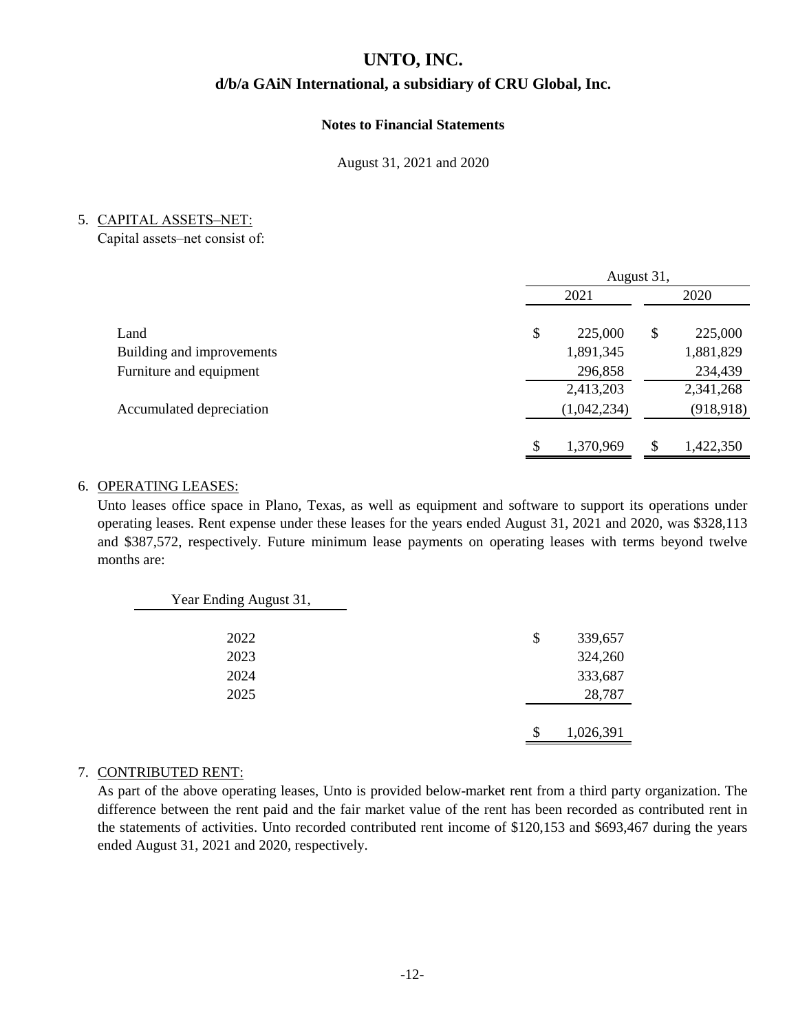# UNTO, INC.

## d/b/a GAiN International, a subsidiary of CRU Global, Inc.

### Notes to Financial Statements

August 31, 2021 and 2020

5. CAPITAL ASSETS–NET:

Capital assets–net consist of:

| | August 31, 2021 | August 31, 2020 |
|---|---|---|
| Land | $ 225,000 | $ 225,000 |
| Building and improvements | 1,891,345 | 1,881,829 |
| Furniture and equipment | 296,858 | 234,439 |
| | 2,413,203 | 2,341,268 |
| Accumulated depreciation | (1,042,234) | (918,918) |
| | $ 1,370,969 | $ 1,422,350 |

6. OPERATING LEASES:

Unto leases office space in Plano, Texas, as well as equipment and software to support its operations under operating leases. Rent expense under these leases for the years ended August 31, 2021 and 2020, was $328,113 and $387,572, respectively. Future minimum lease payments on operating leases with terms beyond twelve months are:

| Year Ending August 31, | |
|---|---|
| 2022 | $ 339,657 |
| 2023 | 324,260 |
| 2024 | 333,687 |
| 2025 | 28,787 |
| | $ 1,026,391 |

7. CONTRIBUTED RENT:

As part of the above operating leases, Unto is provided below-market rent from a third party organization. The difference between the rent paid and the fair market value of the rent has been recorded as contributed rent in the statements of activities. Unto recorded contributed rent income of $120,153 and $693,467 during the years ended August 31, 2021 and 2020, respectively.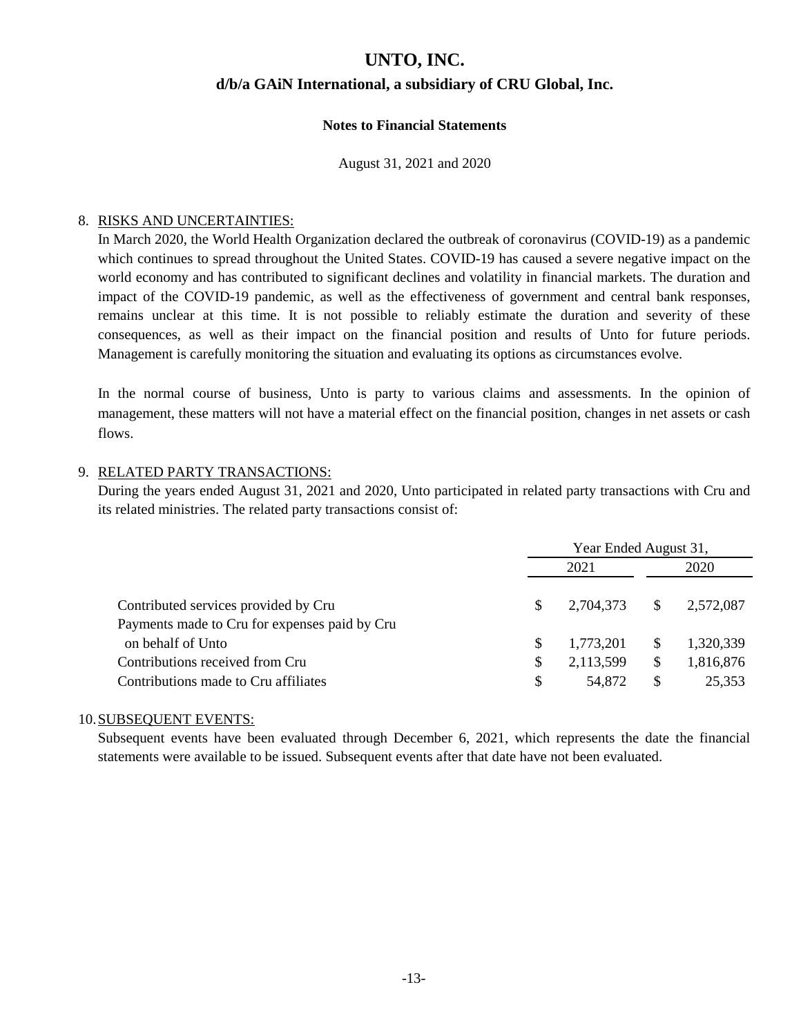# UNTO, INC.

## d/b/a GAiN International, a subsidiary of CRU Global, Inc.

### Notes to Financial Statements

August 31, 2021 and 2020

8. RISKS AND UNCERTAINTIES:

In March 2020, the World Health Organization declared the outbreak of coronavirus (COVID-19) as a pandemic which continues to spread throughout the United States. COVID-19 has caused a severe negative impact on the world economy and has contributed to significant declines and volatility in financial markets. The duration and impact of the COVID-19 pandemic, as well as the effectiveness of government and central bank responses, remains unclear at this time. It is not possible to reliably estimate the duration and severity of these consequences, as well as their impact on the financial position and results of Unto for future periods. Management is carefully monitoring the situation and evaluating its options as circumstances evolve.

In the normal course of business, Unto is party to various claims and assessments. In the opinion of management, these matters will not have a material effect on the financial position, changes in net assets or cash flows.

9. RELATED PARTY TRANSACTIONS:

During the years ended August 31, 2021 and 2020, Unto participated in related party transactions with Cru and its related ministries. The related party transactions consist of:

| | Year Ended August 31, | |
|---|---|---|
| | 2021 | 2020 |
| Contributed services provided by Cru | $ 2,704,373 | $ 2,572,087 |
| Payments made to Cru for expenses paid by Cru on behalf of Unto | $ 1,773,201 | $ 1,320,339 |
| Contributions received from Cru | $ 2,113,599 | $ 1,816,876 |
| Contributions made to Cru affiliates | $ 54,872 | $ 25,353 |

10. SUBSEQUENT EVENTS:

Subsequent events have been evaluated through December 6, 2021, which represents the date the financial statements were available to be issued. Subsequent events after that date have not been evaluated.